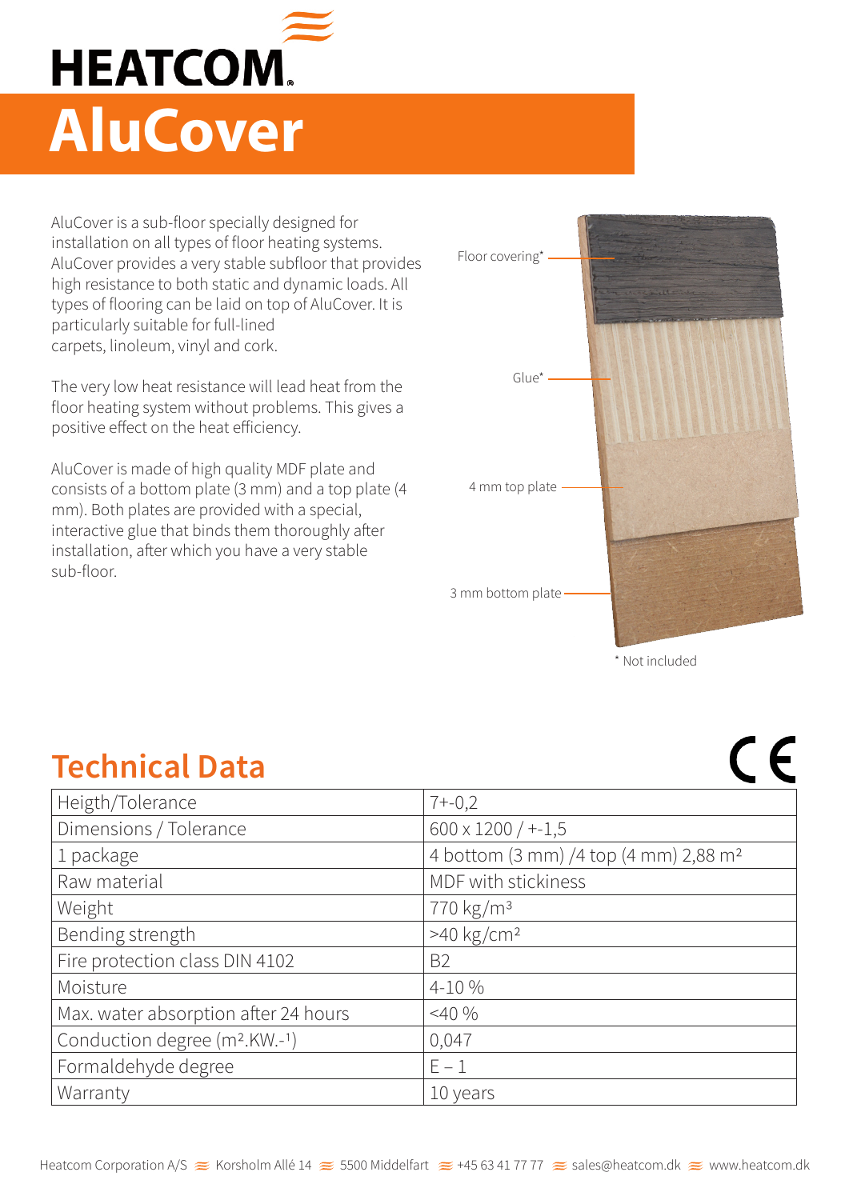# HEATCOM

# AluCover

AluCover is a sub-floor specially designed for installation on all types of floor heating systems. AluCover provides a very stable subfloor that provides high resistance to both static and dynamic loads. All types of flooring can be laid on top of AluCover. It is particularly suitable for full-lined carpets, linoleum, vinyl and cork.

The very low heat resistance will lead heat from the floor heating system without problems. This gives a positive effect on the heat efficiency.

AluCover is made of high quality MDF plate and consists of a bottom plate (3 mm) and a top plate (4 mm). Both plates are provided with a special, interactive glue that binds them thoroughly after installation, after which you have a very stable sub-floor.

Floor covering*

Glue*

4 mm top plate

3 mm bottom plate

* Not included

## Technical Data

| | |
|---|---|
| Heigth/Tolerance | 7+-0,2 |
| Dimensions / Tolerance | 600 x 1200 / +-1,5 |
| 1 package | 4 bottom (3 mm) /4 top (4 mm) 2,88 m² |
| Raw material | MDF with stickiness |
| Weight | 770 kg/m³ |
| Bending strength | >40 kg/cm² |
| Fire protection class DIN 4102 | B2 |
| Moisture | 4-10 % |
| Max. water absorption after 24 hours | <40 % |
| Conduction degree (m².KW.-¹) | 0,047 |
| Formaldehyde degree | E – 1 |
| Warranty | 10 years |

Heatcom Corporation A/S ≋ Korsholm Allé 14 ≋ 5500 Middelfart ≋ +45 63 41 77 77 ≋ sales@heatcom.dk ≋ www.heatcom.dk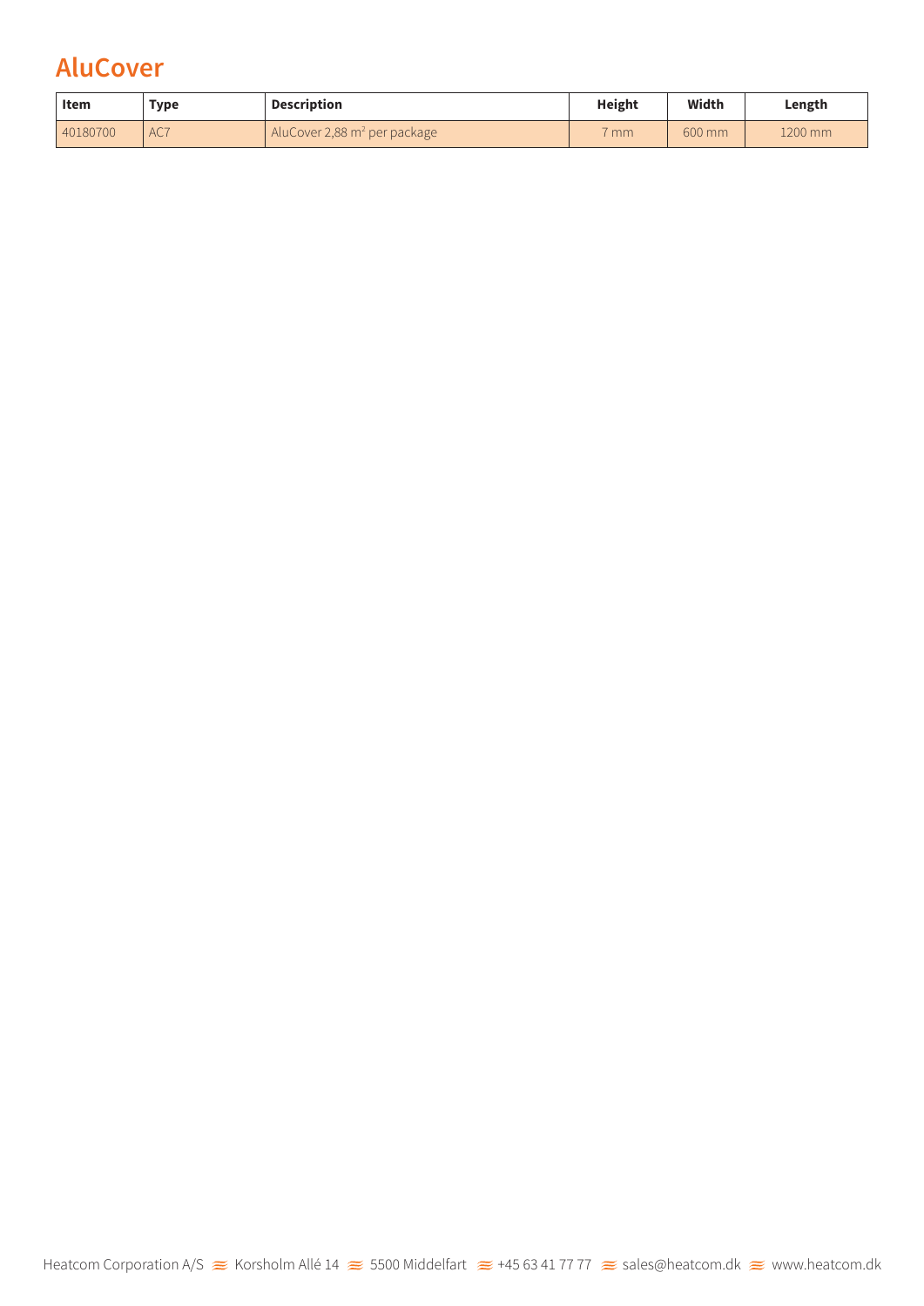# AluCover

| Item | Type | Description | Height | Width | Length |
| --- | --- | --- | --- | --- | --- |
| 40180700 | AC7 | AluCover 2,88 $m^2$ per package | 7 mm | 600 mm | 1200 mm |